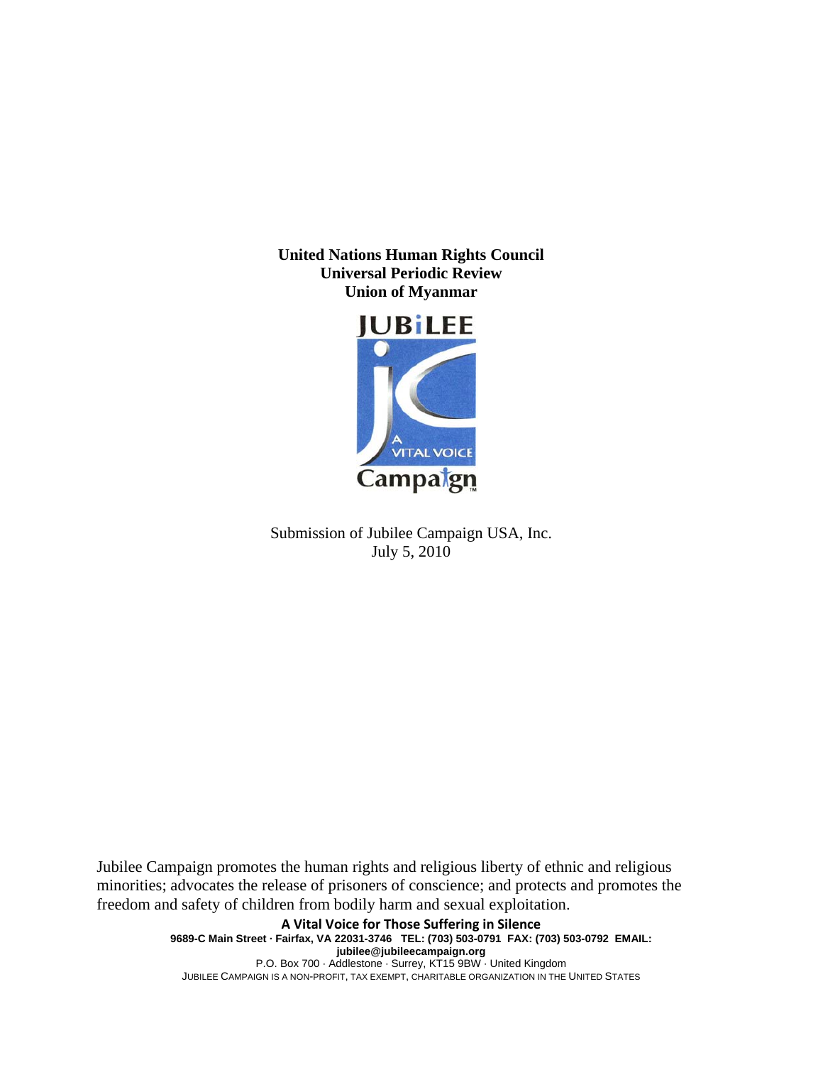**United Nations Human Rights Council**
**Universal Periodic Review**
**Union of Myanmar**

JUBILEE

A VITAL VOICE

Campaign

Submission of Jubilee Campaign USA, Inc.
July 5, 2010

Jubilee Campaign promotes the human rights and religious liberty of ethnic and religious minorities; advocates the release of prisoners of conscience; and protects and promotes the freedom and safety of children from bodily harm and sexual exploitation.

**A Vital Voice for Those Suffering in Silence**

**9689-C Main Street · Fairfax, VA 22031-3746 TEL: (703) 503-0791 FAX: (703) 503-0792 EMAIL: jubilee@jubileecampaign.org**

P.O. Box 700 · Addlestone · Surrey, KT15 9BW · United Kingdom

JUBILEE CAMPAIGN IS A NON-PROFIT, TAX EXEMPT, CHARITABLE ORGANIZATION IN THE UNITED STATES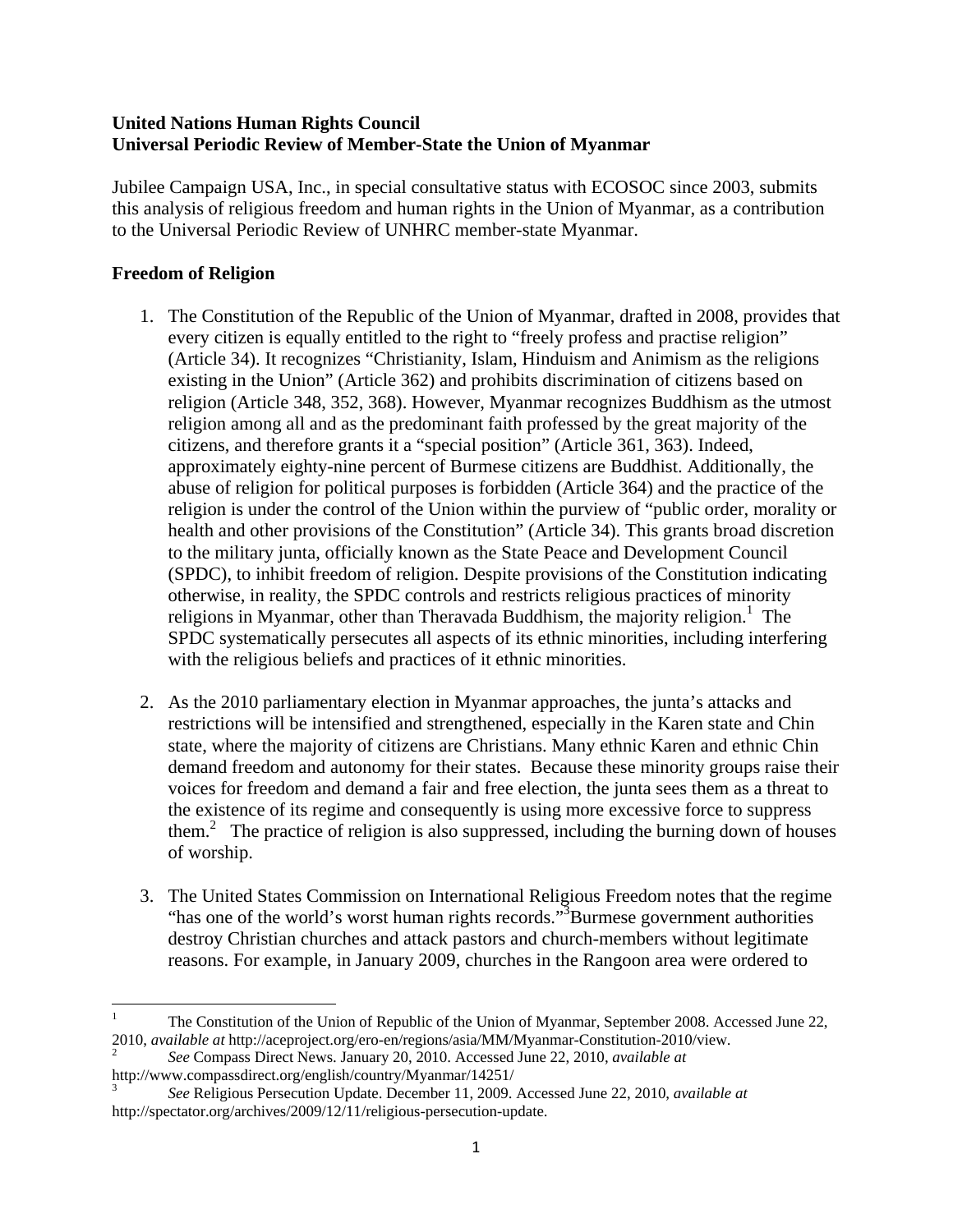**United Nations Human Rights Council**
**Universal Periodic Review of Member-State the Union of Myanmar**

Jubilee Campaign USA, Inc., in special consultative status with ECOSOC since 2003, submits this analysis of religious freedom and human rights in the Union of Myanmar, as a contribution to the Universal Periodic Review of UNHRC member-state Myanmar.

## Freedom of Religion

1. The Constitution of the Republic of the Union of Myanmar, drafted in 2008, provides that every citizen is equally entitled to the right to "freely profess and practise religion" (Article 34). It recognizes "Christianity, Islam, Hinduism and Animism as the religions existing in the Union" (Article 362) and prohibits discrimination of citizens based on religion (Article 348, 352, 368). However, Myanmar recognizes Buddhism as the utmost religion among all and as the predominant faith professed by the great majority of the citizens, and therefore grants it a "special position" (Article 361, 363). Indeed, approximately eighty-nine percent of Burmese citizens are Buddhist. Additionally, the abuse of religion for political purposes is forbidden (Article 364) and the practice of the religion is under the control of the Union within the purview of "public order, morality or health and other provisions of the Constitution" (Article 34). This grants broad discretion to the military junta, officially known as the State Peace and Development Council (SPDC), to inhibit freedom of religion. Despite provisions of the Constitution indicating otherwise, in reality, the SPDC controls and restricts religious practices of minority religions in Myanmar, other than Theravada Buddhism, the majority religion.[1] The SPDC systematically persecutes all aspects of its ethnic minorities, including interfering with the religious beliefs and practices of it ethnic minorities.

2. As the 2010 parliamentary election in Myanmar approaches, the junta's attacks and restrictions will be intensified and strengthened, especially in the Karen state and Chin state, where the majority of citizens are Christians. Many ethnic Karen and ethnic Chin demand freedom and autonomy for their states. Because these minority groups raise their voices for freedom and demand a fair and free election, the junta sees them as a threat to the existence of its regime and consequently is using more excessive force to suppress them.[2] The practice of religion is also suppressed, including the burning down of houses of worship.

3. The United States Commission on International Religious Freedom notes that the regime "has one of the world's worst human rights records."[3] Burmese government authorities destroy Christian churches and attack pastors and church-members without legitimate reasons. For example, in January 2009, churches in the Rangoon area were ordered to

---

[1] The Constitution of the Union of Republic of the Union of Myanmar, September 2008. Accessed June 22, 2010, *available at* http://aceproject.org/ero-en/regions/asia/MM/Myanmar-Constitution-2010/view.

[2] *See* Compass Direct News. January 20, 2010. Accessed June 22, 2010, *available at* http://www.compassdirect.org/english/country/Myanmar/14251/

[3] *See* Religious Persecution Update. December 11, 2009. Accessed June 22, 2010, *available at* http://spectator.org/archives/2009/12/11/religious-persecution-update.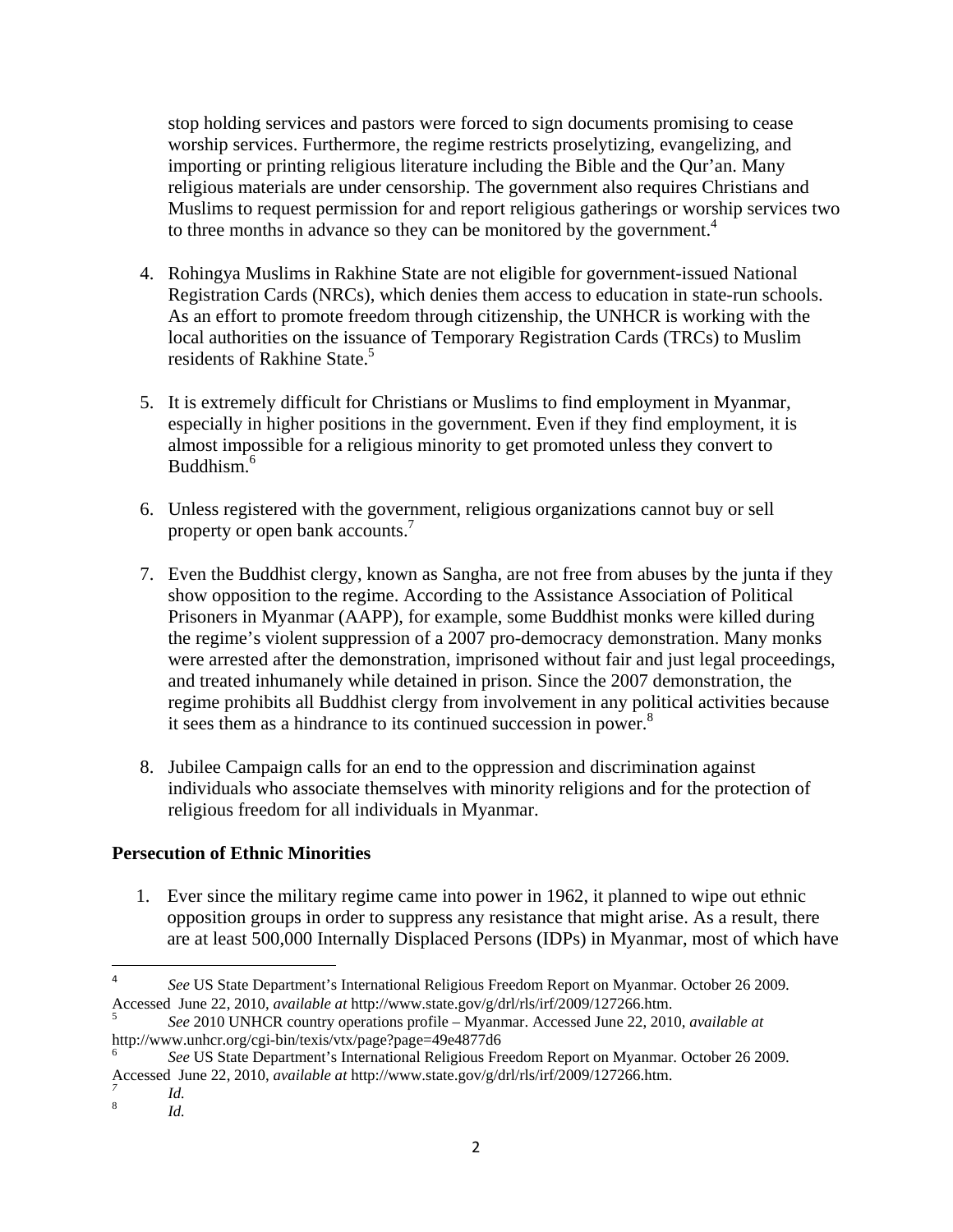stop holding services and pastors were forced to sign documents promising to cease worship services. Furthermore, the regime restricts proselytizing, evangelizing, and importing or printing religious literature including the Bible and the Qur'an. Many religious materials are under censorship. The government also requires Christians and Muslims to request permission for and report religious gatherings or worship services two to three months in advance so they can be monitored by the government.[4]

4. Rohingya Muslims in Rakhine State are not eligible for government-issued National Registration Cards (NRCs), which denies them access to education in state-run schools. As an effort to promote freedom through citizenship, the UNHCR is working with the local authorities on the issuance of Temporary Registration Cards (TRCs) to Muslim residents of Rakhine State.[5]

5. It is extremely difficult for Christians or Muslims to find employment in Myanmar, especially in higher positions in the government. Even if they find employment, it is almost impossible for a religious minority to get promoted unless they convert to Buddhism.[6]

6. Unless registered with the government, religious organizations cannot buy or sell property or open bank accounts.[7]

7. Even the Buddhist clergy, known as Sangha, are not free from abuses by the junta if they show opposition to the regime. According to the Assistance Association of Political Prisoners in Myanmar (AAPP), for example, some Buddhist monks were killed during the regime's violent suppression of a 2007 pro-democracy demonstration. Many monks were arrested after the demonstration, imprisoned without fair and just legal proceedings, and treated inhumanely while detained in prison. Since the 2007 demonstration, the regime prohibits all Buddhist clergy from involvement in any political activities because it sees them as a hindrance to its continued succession in power.[8]

8. Jubilee Campaign calls for an end to the oppression and discrimination against individuals who associate themselves with minority religions and for the protection of religious freedom for all individuals in Myanmar.

**Persecution of Ethnic Minorities**

1. Ever since the military regime came into power in 1962, it planned to wipe out ethnic opposition groups in order to suppress any resistance that might arise. As a result, there are at least 500,000 Internally Displaced Persons (IDPs) in Myanmar, most of which have

---

[4] *See* US State Department's International Religious Freedom Report on Myanmar. October 26 2009. Accessed June 22, 2010, *available at* http://www.state.gov/g/drl/rls/irf/2009/127266.htm.

[5] *See* 2010 UNHCR country operations profile – Myanmar. Accessed June 22, 2010, *available at* http://www.unhcr.org/cgi-bin/texis/vtx/page?page=49e4877d6

[6] *See* US State Department's International Religious Freedom Report on Myanmar. October 26 2009. Accessed June 22, 2010, *available at* http://www.state.gov/g/drl/rls/irf/2009/127266.htm.

[7] *Id.*

[8] *Id.*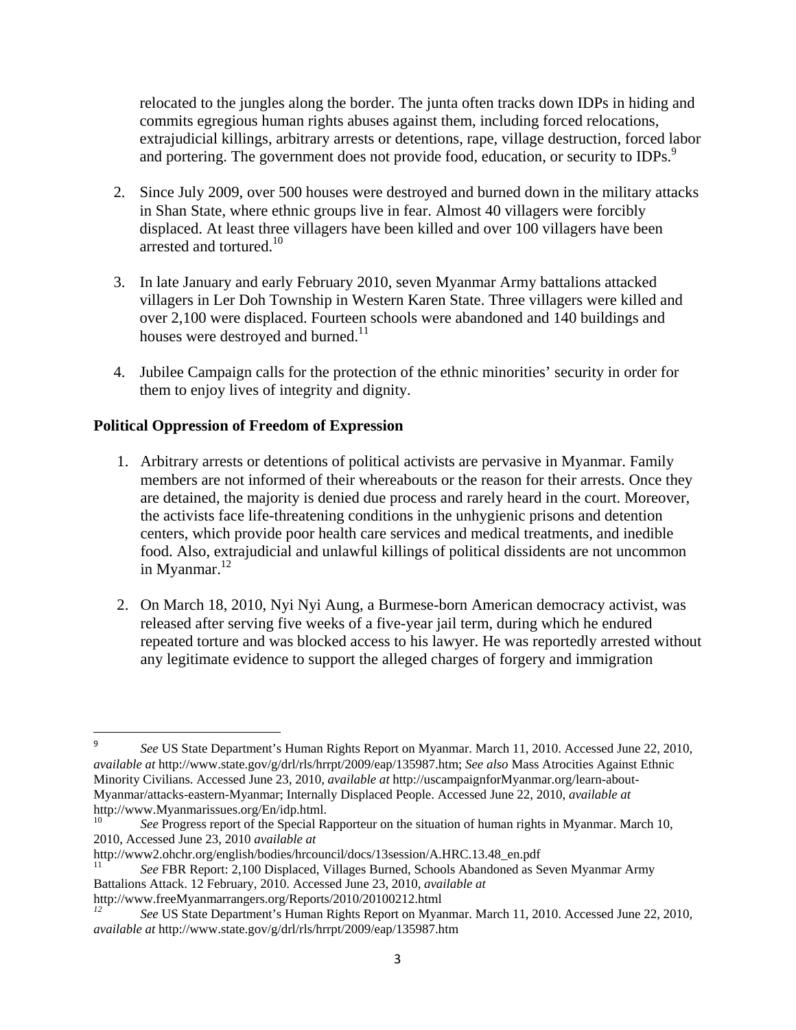relocated to the jungles along the border. The junta often tracks down IDPs in hiding and commits egregious human rights abuses against them, including forced relocations, extrajudicial killings, arbitrary arrests or detentions, rape, village destruction, forced labor and portering. The government does not provide food, education, or security to IDPs.[9]

2. Since July 2009, over 500 houses were destroyed and burned down in the military attacks in Shan State, where ethnic groups live in fear. Almost 40 villagers were forcibly displaced. At least three villagers have been killed and over 100 villagers have been arrested and tortured.[10]

3. In late January and early February 2010, seven Myanmar Army battalions attacked villagers in Ler Doh Township in Western Karen State. Three villagers were killed and over 2,100 were displaced. Fourteen schools were abandoned and 140 buildings and houses were destroyed and burned.[11]

4. Jubilee Campaign calls for the protection of the ethnic minorities' security in order for them to enjoy lives of integrity and dignity.

**Political Oppression of Freedom of Expression**

1. Arbitrary arrests or detentions of political activists are pervasive in Myanmar. Family members are not informed of their whereabouts or the reason for their arrests. Once they are detained, the majority is denied due process and rarely heard in the court. Moreover, the activists face life-threatening conditions in the unhygienic prisons and detention centers, which provide poor health care services and medical treatments, and inedible food. Also, extrajudicial and unlawful killings of political dissidents are not uncommon in Myanmar.[12]

2. On March 18, 2010, Nyi Nyi Aung, a Burmese-born American democracy activist, was released after serving five weeks of a five-year jail term, during which he endured repeated torture and was blocked access to his lawyer. He was reportedly arrested without any legitimate evidence to support the alleged charges of forgery and immigration

---

[9] *See* US State Department's Human Rights Report on Myanmar. March 11, 2010. Accessed June 22, 2010, *available at* http://www.state.gov/g/drl/rls/hrrpt/2009/eap/135987.htm; *See also* Mass Atrocities Against Ethnic Minority Civilians. Accessed June 23, 2010, *available at* http://uscampaignforMyanmar.org/learn-about-Myanmar/attacks-eastern-Myanmar; Internally Displaced People. Accessed June 22, 2010, *available at* http://www.Myanmarissues.org/En/idp.html.

[10] *See* Progress report of the Special Rapporteur on the situation of human rights in Myanmar. March 10, 2010, Accessed June 23, 2010 *available at* http://www2.ohchr.org/english/bodies/hrcouncil/docs/13session/A.HRC.13.48_en.pdf

[11] *See* FBR Report: 2,100 Displaced, Villages Burned, Schools Abandoned as Seven Myanmar Army Battalions Attack. 12 February, 2010. Accessed June 23, 2010, *available at* http://www.freeMyanmarrangers.org/Reports/2010/20100212.html

[12] *See* US State Department's Human Rights Report on Myanmar. March 11, 2010. Accessed June 22, 2010, *available at* http://www.state.gov/g/drl/rls/hrrpt/2009/eap/135987.htm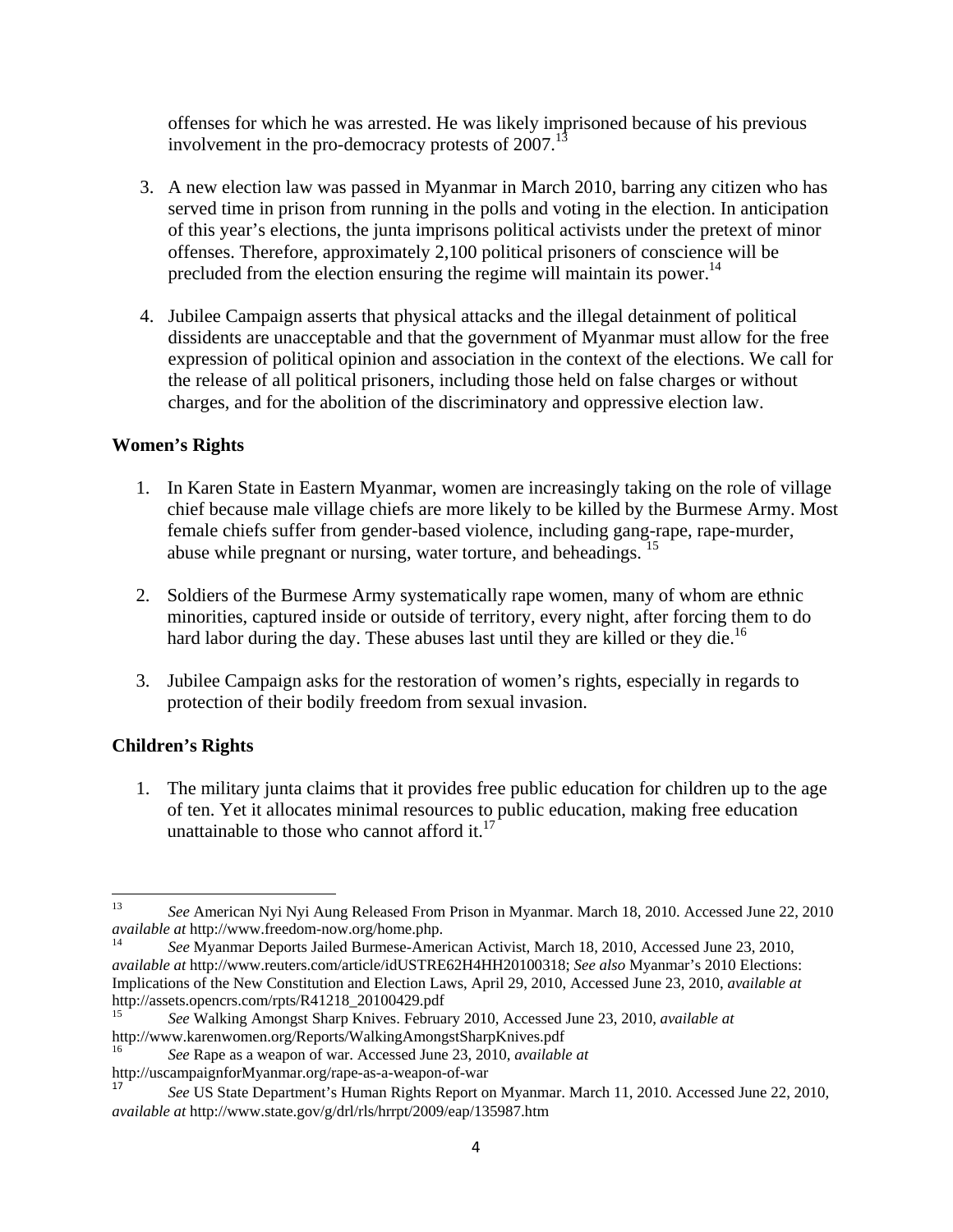offenses for which he was arrested. He was likely imprisoned because of his previous involvement in the pro-democracy protests of 2007.[13]

3. A new election law was passed in Myanmar in March 2010, barring any citizen who has served time in prison from running in the polls and voting in the election. In anticipation of this year's elections, the junta imprisons political activists under the pretext of minor offenses. Therefore, approximately 2,100 political prisoners of conscience will be precluded from the election ensuring the regime will maintain its power.[14]

4. Jubilee Campaign asserts that physical attacks and the illegal detainment of political dissidents are unacceptable and that the government of Myanmar must allow for the free expression of political opinion and association in the context of the elections. We call for the release of all political prisoners, including those held on false charges or without charges, and for the abolition of the discriminatory and oppressive election law.

**Women's Rights**

1. In Karen State in Eastern Myanmar, women are increasingly taking on the role of village chief because male village chiefs are more likely to be killed by the Burmese Army. Most female chiefs suffer from gender-based violence, including gang-rape, rape-murder, abuse while pregnant or nursing, water torture, and beheadings.[15]

2. Soldiers of the Burmese Army systematically rape women, many of whom are ethnic minorities, captured inside or outside of territory, every night, after forcing them to do hard labor during the day. These abuses last until they are killed or they die.[16]

3. Jubilee Campaign asks for the restoration of women's rights, especially in regards to protection of their bodily freedom from sexual invasion.

**Children's Rights**

1. The military junta claims that it provides free public education for children up to the age of ten. Yet it allocates minimal resources to public education, making free education unattainable to those who cannot afford it.[17]

---

[13] *See* American Nyi Nyi Aung Released From Prison in Myanmar. March 18, 2010. Accessed June 22, 2010 *available at* http://www.freedom-now.org/home.php.

[14] *See* Myanmar Deports Jailed Burmese-American Activist, March 18, 2010, Accessed June 23, 2010, *available at* http://www.reuters.com/article/idUSTRE62H4HH20100318; *See also* Myanmar's 2010 Elections: Implications of the New Constitution and Election Laws, April 29, 2010, Accessed June 23, 2010, *available at* http://assets.opencrs.com/rpts/R41218_20100429.pdf

[15] *See* Walking Amongst Sharp Knives. February 2010, Accessed June 23, 2010, *available at* http://www.karenwomen.org/Reports/WalkingAmongstSharpKnives.pdf

[16] *See* Rape as a weapon of war. Accessed June 23, 2010, *available at* http://uscampaignforMyanmar.org/rape-as-a-weapon-of-war

[17] *See* US State Department's Human Rights Report on Myanmar. March 11, 2010. Accessed June 22, 2010, *available at* http://www.state.gov/g/drl/rls/hrrpt/2009/eap/135987.htm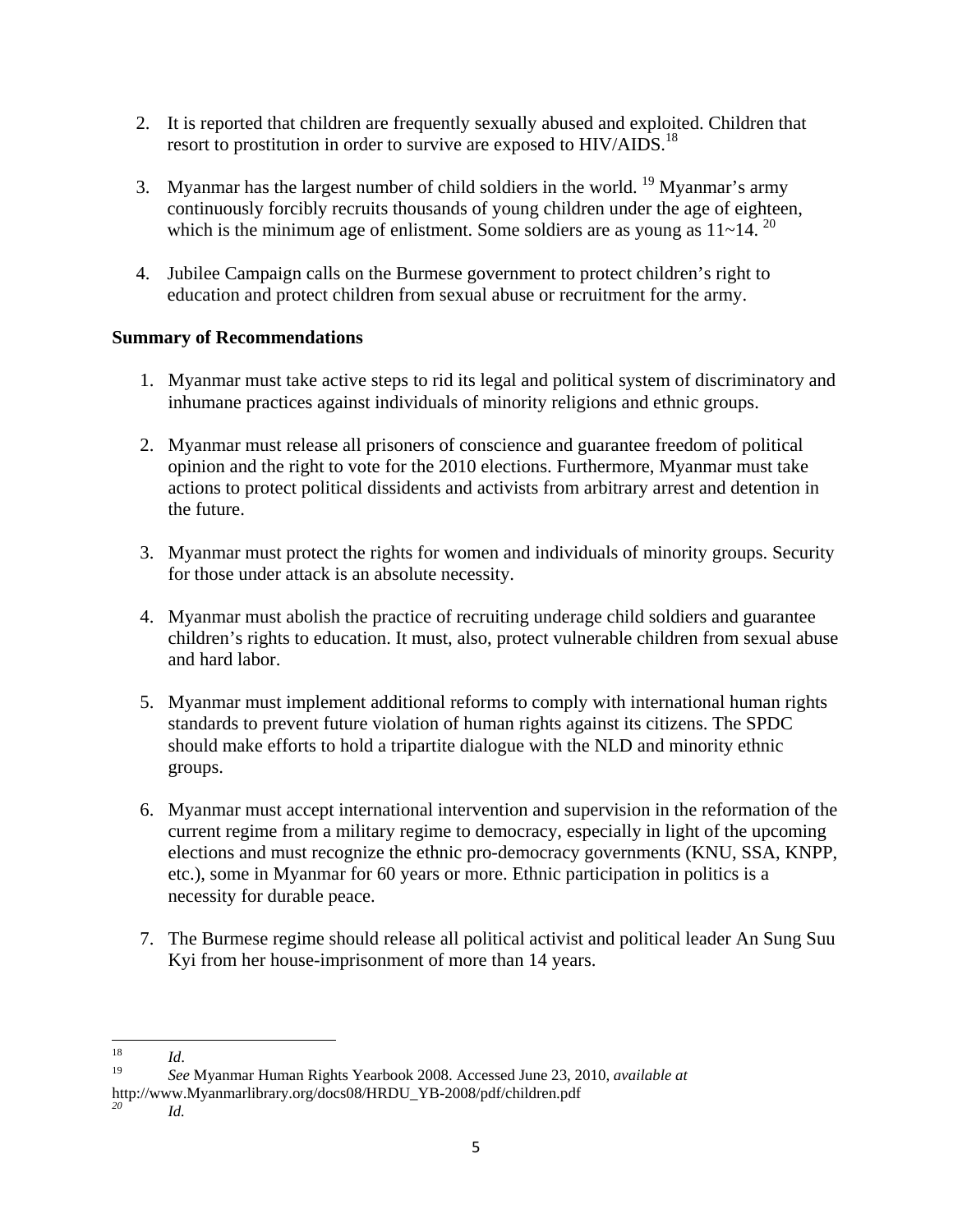2. It is reported that children are frequently sexually abused and exploited. Children that resort to prostitution in order to survive are exposed to HIV/AIDS.[18]

3. Myanmar has the largest number of child soldiers in the world. [19] Myanmar's army continuously forcibly recruits thousands of young children under the age of eighteen, which is the minimum age of enlistment. Some soldiers are as young as 11~14. [20]

4. Jubilee Campaign calls on the Burmese government to protect children's right to education and protect children from sexual abuse or recruitment for the army.

**Summary of Recommendations**

1. Myanmar must take active steps to rid its legal and political system of discriminatory and inhumane practices against individuals of minority religions and ethnic groups.

2. Myanmar must release all prisoners of conscience and guarantee freedom of political opinion and the right to vote for the 2010 elections. Furthermore, Myanmar must take actions to protect political dissidents and activists from arbitrary arrest and detention in the future.

3. Myanmar must protect the rights for women and individuals of minority groups. Security for those under attack is an absolute necessity.

4. Myanmar must abolish the practice of recruiting underage child soldiers and guarantee children's rights to education. It must, also, protect vulnerable children from sexual abuse and hard labor.

5. Myanmar must implement additional reforms to comply with international human rights standards to prevent future violation of human rights against its citizens. The SPDC should make efforts to hold a tripartite dialogue with the NLD and minority ethnic groups.

6. Myanmar must accept international intervention and supervision in the reformation of the current regime from a military regime to democracy, especially in light of the upcoming elections and must recognize the ethnic pro-democracy governments (KNU, SSA, KNPP, etc.), some in Myanmar for 60 years or more. Ethnic participation in politics is a necessity for durable peace.

7. The Burmese regime should release all political activist and political leader An Sung Suu Kyi from her house-imprisonment of more than 14 years.

---

[18] *Id*.

[19] *See* Myanmar Human Rights Yearbook 2008. Accessed June 23, 2010, *available at* http://www.Myanmarlibrary.org/docs08/HRDU_YB-2008/pdf/children.pdf

[20] *Id.*